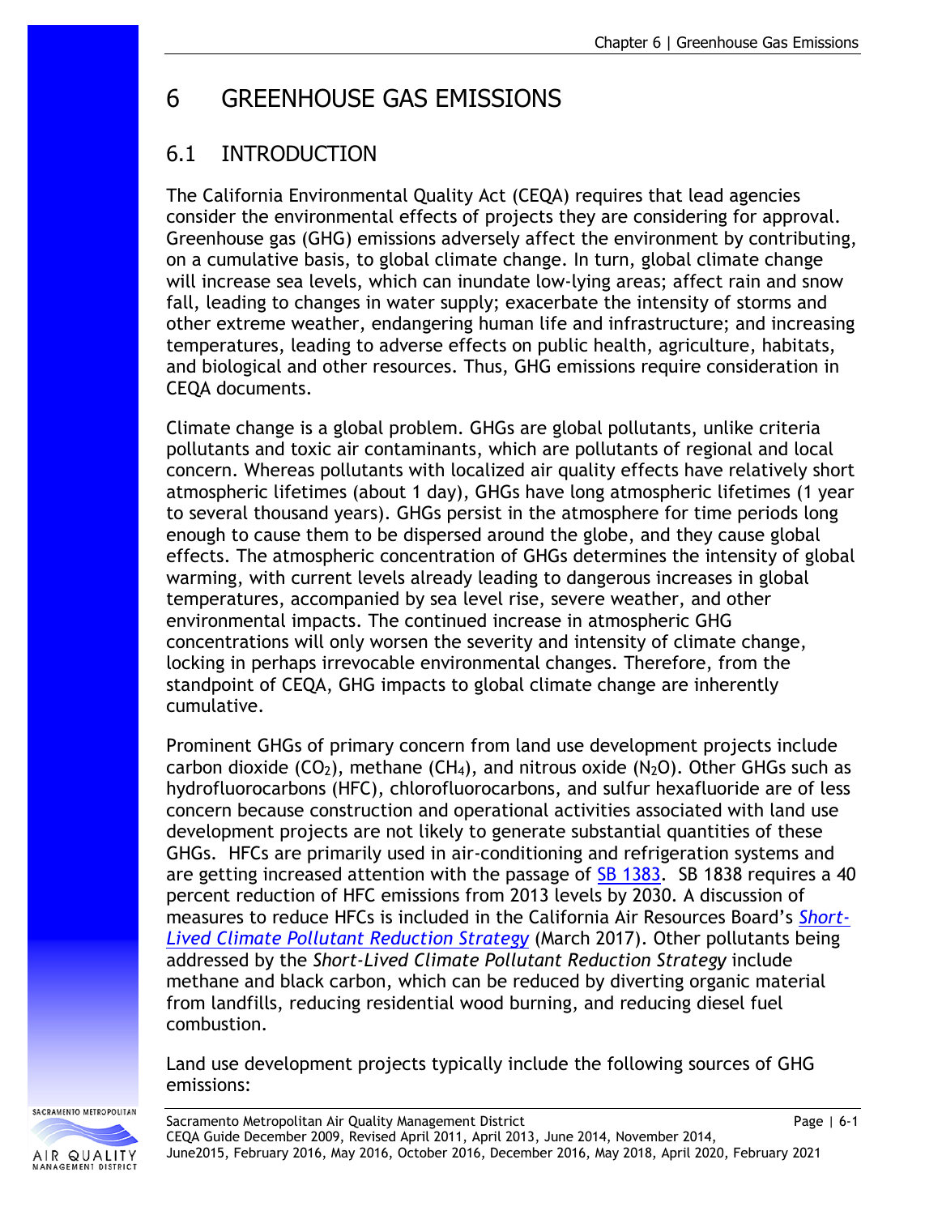# 6 GREENHOUSE GAS EMISSIONS

## 6.1 INTRODUCTION

The California Environmental Quality Act (CEQA) requires that lead agencies consider the environmental effects of projects they are considering for approval. Greenhouse gas (GHG) emissions adversely affect the environment by contributing, on a cumulative basis, to global climate change. In turn, global climate change will increase sea levels, which can inundate low-lying areas; affect rain and snow fall, leading to changes in water supply; exacerbate the intensity of storms and other extreme weather, endangering human life and infrastructure; and increasing temperatures, leading to adverse effects on public health, agriculture, habitats, and biological and other resources. Thus, GHG emissions require consideration in CEQA documents.

Climate change is a global problem. GHGs are global pollutants, unlike criteria pollutants and toxic air contaminants, which are pollutants of regional and local concern. Whereas pollutants with localized air quality effects have relatively short atmospheric lifetimes (about 1 day), GHGs have long atmospheric lifetimes (1 year to several thousand years). GHGs persist in the atmosphere for time periods long enough to cause them to be dispersed around the globe, and they cause global effects. The atmospheric concentration of GHGs determines the intensity of global warming, with current levels already leading to dangerous increases in global temperatures, accompanied by sea level rise, severe weather, and other environmental impacts. The continued increase in atmospheric GHG concentrations will only worsen the severity and intensity of climate change, locking in perhaps irrevocable environmental changes. Therefore, from the standpoint of CEQA, GHG impacts to global climate change are inherently cumulative.

Prominent GHGs of primary concern from land use development projects include carbon dioxide ($CO_2$), methane ($CH_4$), and nitrous oxide ($N_2O$). Other GHGs such as hydrofluorocarbons (HFC), chlorofluorocarbons, and sulfur hexafluoride are of less concern because construction and operational activities associated with land use development projects are not likely to generate substantial quantities of these GHGs. HFCs are primarily used in air-conditioning and refrigeration systems and are getting increased attention with the passage of SB 1383. SB 1838 requires a 40 percent reduction of HFC emissions from 2013 levels by 2030. A discussion of measures to reduce HFCs is included in the California Air Resources Board's *Short-Lived Climate Pollutant Reduction Strategy* (March 2017). Other pollutants being addressed by the *Short-Lived Climate Pollutant Reduction Strategy* include methane and black carbon, which can be reduced by diverting organic material from landfills, reducing residential wood burning, and reducing diesel fuel combustion.

Land use development projects typically include the following sources of GHG emissions: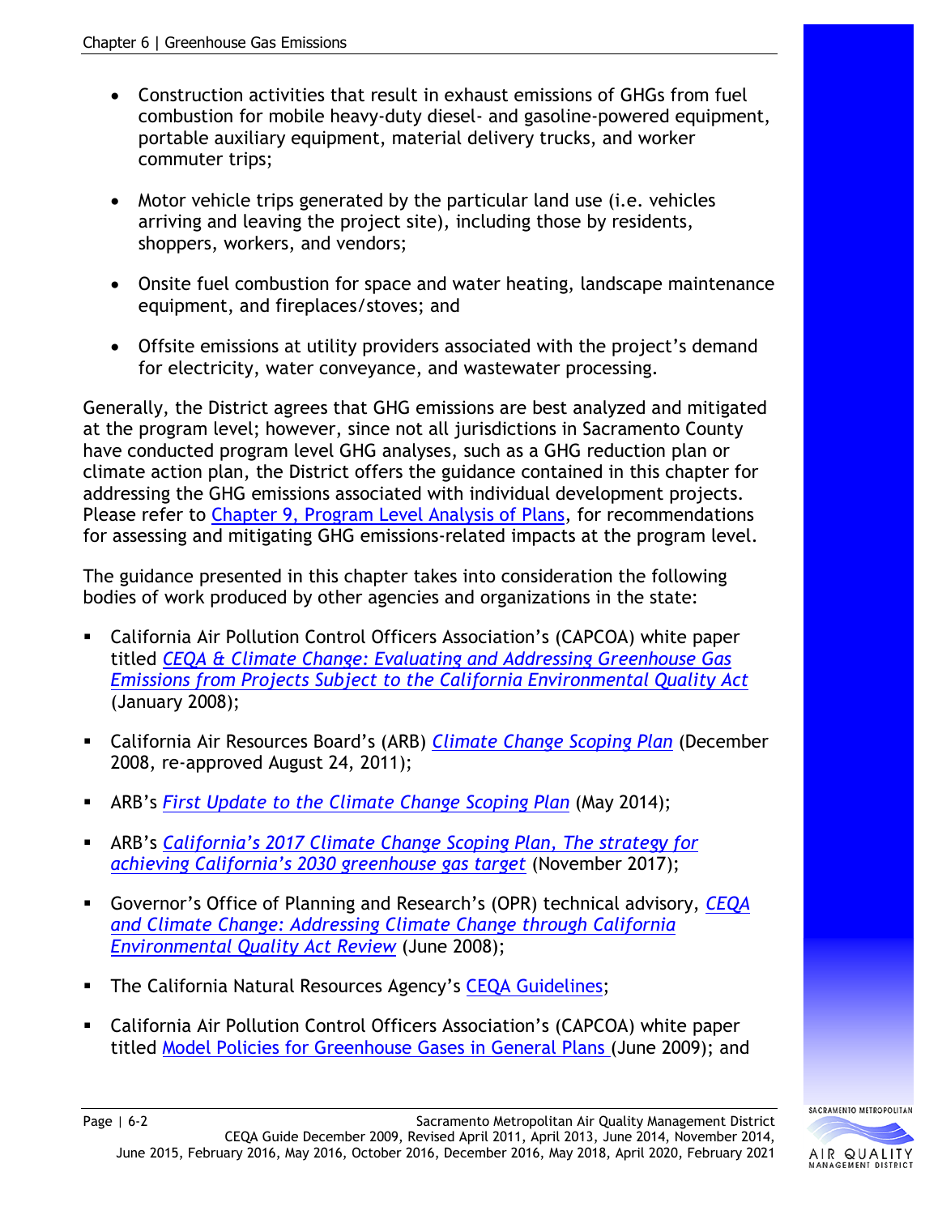- Construction activities that result in exhaust emissions of GHGs from fuel combustion for mobile heavy-duty diesel- and gasoline-powered equipment, portable auxiliary equipment, material delivery trucks, and worker commuter trips;

- Motor vehicle trips generated by the particular land use (i.e. vehicles arriving and leaving the project site), including those by residents, shoppers, workers, and vendors;

- Onsite fuel combustion for space and water heating, landscape maintenance equipment, and fireplaces/stoves; and

- Offsite emissions at utility providers associated with the project's demand for electricity, water conveyance, and wastewater processing.

Generally, the District agrees that GHG emissions are best analyzed and mitigated at the program level; however, since not all jurisdictions in Sacramento County have conducted program level GHG analyses, such as a GHG reduction plan or climate action plan, the District offers the guidance contained in this chapter for addressing the GHG emissions associated with individual development projects. Please refer to Chapter 9, Program Level Analysis of Plans, for recommendations for assessing and mitigating GHG emissions-related impacts at the program level.

The guidance presented in this chapter takes into consideration the following bodies of work produced by other agencies and organizations in the state:

- California Air Pollution Control Officers Association's (CAPCOA) white paper titled *CEQA & Climate Change: Evaluating and Addressing Greenhouse Gas Emissions from Projects Subject to the California Environmental Quality Act* (January 2008);

- California Air Resources Board's (ARB) *Climate Change Scoping Plan* (December 2008, re-approved August 24, 2011);

- ARB's *First Update to the Climate Change Scoping Plan* (May 2014);

- ARB's *California's 2017 Climate Change Scoping Plan, The strategy for achieving California's 2030 greenhouse gas target* (November 2017);

- Governor's Office of Planning and Research's (OPR) technical advisory, *CEQA and Climate Change: Addressing Climate Change through California Environmental Quality Act Review* (June 2008);

- The California Natural Resources Agency's CEQA Guidelines;

- California Air Pollution Control Officers Association's (CAPCOA) white paper titled Model Policies for Greenhouse Gases in General Plans (June 2009); and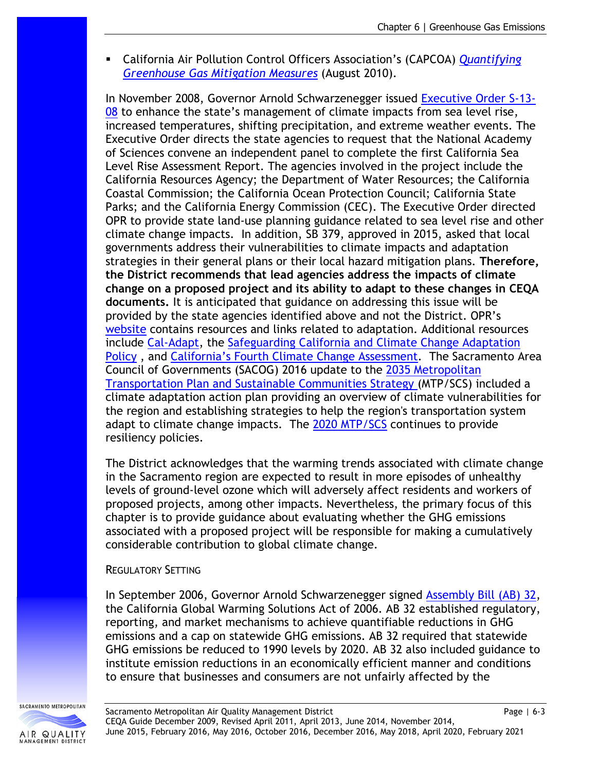- California Air Pollution Control Officers Association's (CAPCOA) *Quantifying Greenhouse Gas Mitigation Measures* (August 2010).

In November 2008, Governor Arnold Schwarzenegger issued Executive Order S-13-08 to enhance the state's management of climate impacts from sea level rise, increased temperatures, shifting precipitation, and extreme weather events. The Executive Order directs the state agencies to request that the National Academy of Sciences convene an independent panel to complete the first California Sea Level Rise Assessment Report. The agencies involved in the project include the California Resources Agency; the Department of Water Resources; the California Coastal Commission; the California Ocean Protection Council; California State Parks; and the California Energy Commission (CEC). The Executive Order directed OPR to provide state land-use planning guidance related to sea level rise and other climate change impacts. In addition, SB 379, approved in 2015, asked that local governments address their vulnerabilities to climate impacts and adaptation strategies in their general plans or their local hazard mitigation plans. **Therefore, the District recommends that lead agencies address the impacts of climate change on a proposed project and its ability to adapt to these changes in CEQA documents.** It is anticipated that guidance on addressing this issue will be provided by the state agencies identified above and not the District. OPR's website contains resources and links related to adaptation. Additional resources include Cal-Adapt, the Safeguarding California and Climate Change Adaptation Policy , and California's Fourth Climate Change Assessment. The Sacramento Area Council of Governments (SACOG) 2016 update to the 2035 Metropolitan Transportation Plan and Sustainable Communities Strategy (MTP/SCS) included a climate adaptation action plan providing an overview of climate vulnerabilities for the region and establishing strategies to help the region's transportation system adapt to climate change impacts. The 2020 MTP/SCS continues to provide resiliency policies.

The District acknowledges that the warming trends associated with climate change in the Sacramento region are expected to result in more episodes of unhealthy levels of ground-level ozone which will adversely affect residents and workers of proposed projects, among other impacts. Nevertheless, the primary focus of this chapter is to provide guidance about evaluating whether the GHG emissions associated with a proposed project will be responsible for making a cumulatively considerable contribution to global climate change.

### Regulatory Setting

In September 2006, Governor Arnold Schwarzenegger signed Assembly Bill (AB) 32, the California Global Warming Solutions Act of 2006. AB 32 established regulatory, reporting, and market mechanisms to achieve quantifiable reductions in GHG emissions and a cap on statewide GHG emissions. AB 32 required that statewide GHG emissions be reduced to 1990 levels by 2020. AB 32 also included guidance to institute emission reductions in an economically efficient manner and conditions to ensure that businesses and consumers are not unfairly affected by the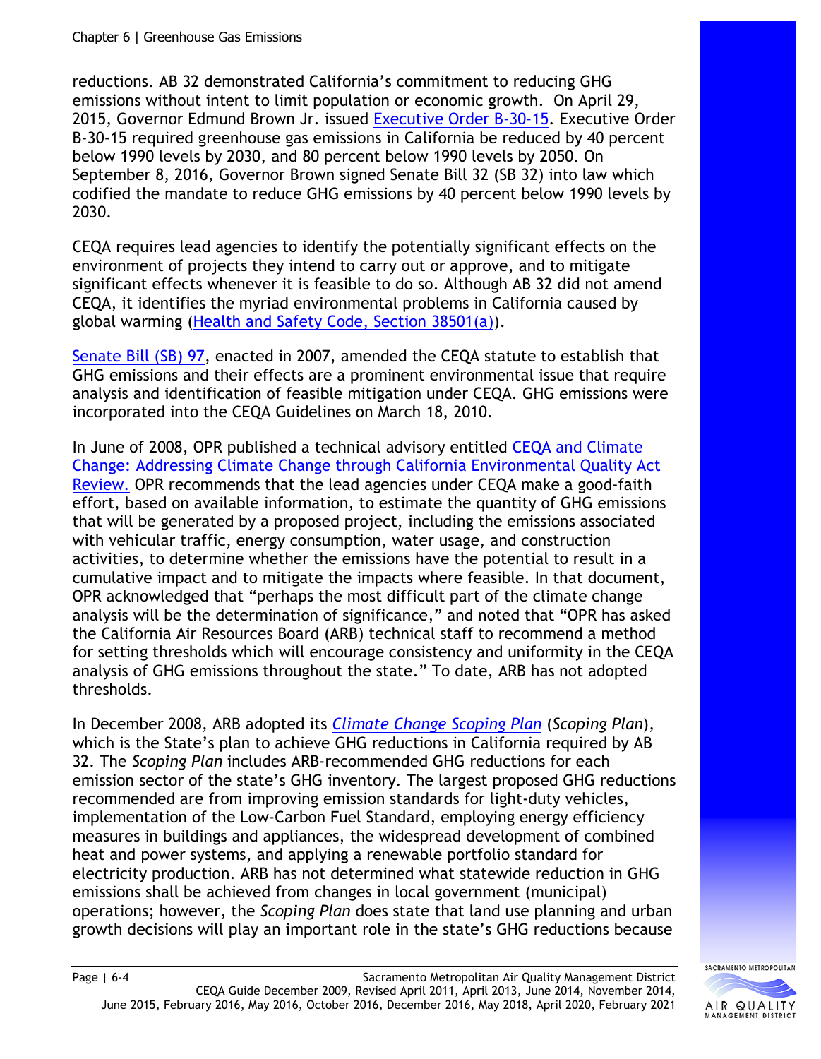reductions. AB 32 demonstrated California's commitment to reducing GHG emissions without intent to limit population or economic growth. On April 29, 2015, Governor Edmund Brown Jr. issued Executive Order B-30-15. Executive Order B-30-15 required greenhouse gas emissions in California be reduced by 40 percent below 1990 levels by 2030, and 80 percent below 1990 levels by 2050. On September 8, 2016, Governor Brown signed Senate Bill 32 (SB 32) into law which codified the mandate to reduce GHG emissions by 40 percent below 1990 levels by 2030.

CEQA requires lead agencies to identify the potentially significant effects on the environment of projects they intend to carry out or approve, and to mitigate significant effects whenever it is feasible to do so. Although AB 32 did not amend CEQA, it identifies the myriad environmental problems in California caused by global warming (Health and Safety Code, Section 38501(a)).

Senate Bill (SB) 97, enacted in 2007, amended the CEQA statute to establish that GHG emissions and their effects are a prominent environmental issue that require analysis and identification of feasible mitigation under CEQA. GHG emissions were incorporated into the CEQA Guidelines on March 18, 2010.

In June of 2008, OPR published a technical advisory entitled CEQA and Climate Change: Addressing Climate Change through California Environmental Quality Act Review. OPR recommends that the lead agencies under CEQA make a good-faith effort, based on available information, to estimate the quantity of GHG emissions that will be generated by a proposed project, including the emissions associated with vehicular traffic, energy consumption, water usage, and construction activities, to determine whether the emissions have the potential to result in a cumulative impact and to mitigate the impacts where feasible. In that document, OPR acknowledged that "perhaps the most difficult part of the climate change analysis will be the determination of significance," and noted that "OPR has asked the California Air Resources Board (ARB) technical staff to recommend a method for setting thresholds which will encourage consistency and uniformity in the CEQA analysis of GHG emissions throughout the state." To date, ARB has not adopted thresholds.

In December 2008, ARB adopted its *Climate Change Scoping Plan* (*Scoping Plan*), which is the State's plan to achieve GHG reductions in California required by AB 32. The *Scoping Plan* includes ARB-recommended GHG reductions for each emission sector of the state's GHG inventory. The largest proposed GHG reductions recommended are from improving emission standards for light-duty vehicles, implementation of the Low-Carbon Fuel Standard, employing energy efficiency measures in buildings and appliances, the widespread development of combined heat and power systems, and applying a renewable portfolio standard for electricity production. ARB has not determined what statewide reduction in GHG emissions shall be achieved from changes in local government (municipal) operations; however, the *Scoping Plan* does state that land use planning and urban growth decisions will play an important role in the state's GHG reductions because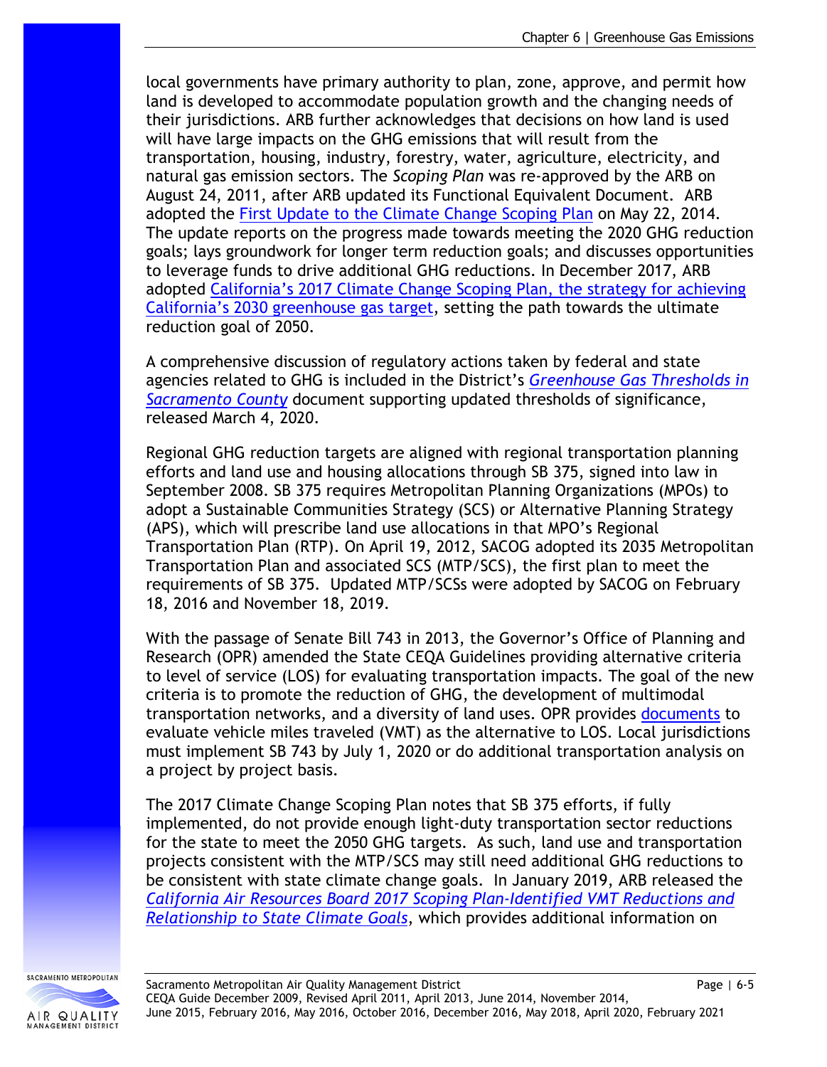local governments have primary authority to plan, zone, approve, and permit how land is developed to accommodate population growth and the changing needs of their jurisdictions. ARB further acknowledges that decisions on how land is used will have large impacts on the GHG emissions that will result from the transportation, housing, industry, forestry, water, agriculture, electricity, and natural gas emission sectors. The *Scoping Plan* was re-approved by the ARB on August 24, 2011, after ARB updated its Functional Equivalent Document. ARB adopted the First Update to the Climate Change Scoping Plan on May 22, 2014. The update reports on the progress made towards meeting the 2020 GHG reduction goals; lays groundwork for longer term reduction goals; and discusses opportunities to leverage funds to drive additional GHG reductions. In December 2017, ARB adopted California's 2017 Climate Change Scoping Plan, the strategy for achieving California's 2030 greenhouse gas target, setting the path towards the ultimate reduction goal of 2050.

A comprehensive discussion of regulatory actions taken by federal and state agencies related to GHG is included in the District's *Greenhouse Gas Thresholds in Sacramento County* document supporting updated thresholds of significance, released March 4, 2020.

Regional GHG reduction targets are aligned with regional transportation planning efforts and land use and housing allocations through SB 375, signed into law in September 2008. SB 375 requires Metropolitan Planning Organizations (MPOs) to adopt a Sustainable Communities Strategy (SCS) or Alternative Planning Strategy (APS), which will prescribe land use allocations in that MPO's Regional Transportation Plan (RTP). On April 19, 2012, SACOG adopted its 2035 Metropolitan Transportation Plan and associated SCS (MTP/SCS), the first plan to meet the requirements of SB 375. Updated MTP/SCSs were adopted by SACOG on February 18, 2016 and November 18, 2019.

With the passage of Senate Bill 743 in 2013, the Governor's Office of Planning and Research (OPR) amended the State CEQA Guidelines providing alternative criteria to level of service (LOS) for evaluating transportation impacts. The goal of the new criteria is to promote the reduction of GHG, the development of multimodal transportation networks, and a diversity of land uses. OPR provides documents to evaluate vehicle miles traveled (VMT) as the alternative to LOS. Local jurisdictions must implement SB 743 by July 1, 2020 or do additional transportation analysis on a project by project basis.

The 2017 Climate Change Scoping Plan notes that SB 375 efforts, if fully implemented, do not provide enough light-duty transportation sector reductions for the state to meet the 2050 GHG targets. As such, land use and transportation projects consistent with the MTP/SCS may still need additional GHG reductions to be consistent with state climate change goals. In January 2019, ARB released the *California Air Resources Board 2017 Scoping Plan-Identified VMT Reductions and Relationship to State Climate Goals*, which provides additional information on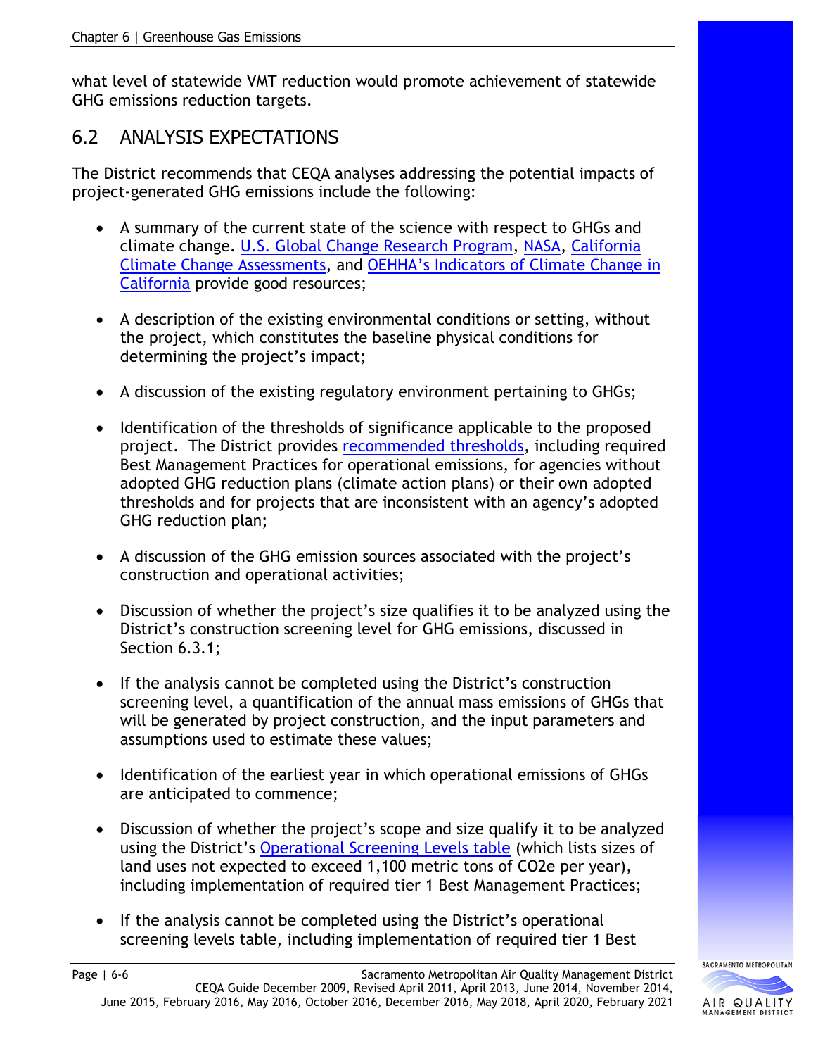what level of statewide VMT reduction would promote achievement of statewide GHG emissions reduction targets.

## 6.2 ANALYSIS EXPECTATIONS

The District recommends that CEQA analyses addressing the potential impacts of project-generated GHG emissions include the following:

- A summary of the current state of the science with respect to GHGs and climate change. U.S. Global Change Research Program, NASA, California Climate Change Assessments, and OEHHA's Indicators of Climate Change in California provide good resources;

- A description of the existing environmental conditions or setting, without the project, which constitutes the baseline physical conditions for determining the project's impact;

- A discussion of the existing regulatory environment pertaining to GHGs;

- Identification of the thresholds of significance applicable to the proposed project. The District provides recommended thresholds, including required Best Management Practices for operational emissions, for agencies without adopted GHG reduction plans (climate action plans) or their own adopted thresholds and for projects that are inconsistent with an agency's adopted GHG reduction plan;

- A discussion of the GHG emission sources associated with the project's construction and operational activities;

- Discussion of whether the project's size qualifies it to be analyzed using the District's construction screening level for GHG emissions, discussed in Section 6.3.1;

- If the analysis cannot be completed using the District's construction screening level, a quantification of the annual mass emissions of GHGs that will be generated by project construction, and the input parameters and assumptions used to estimate these values;

- Identification of the earliest year in which operational emissions of GHGs are anticipated to commence;

- Discussion of whether the project's scope and size qualify it to be analyzed using the District's Operational Screening Levels table (which lists sizes of land uses not expected to exceed 1,100 metric tons of $CO_2e$ per year), including implementation of required tier 1 Best Management Practices;

- If the analysis cannot be completed using the District's operational screening levels table, including implementation of required tier 1 Best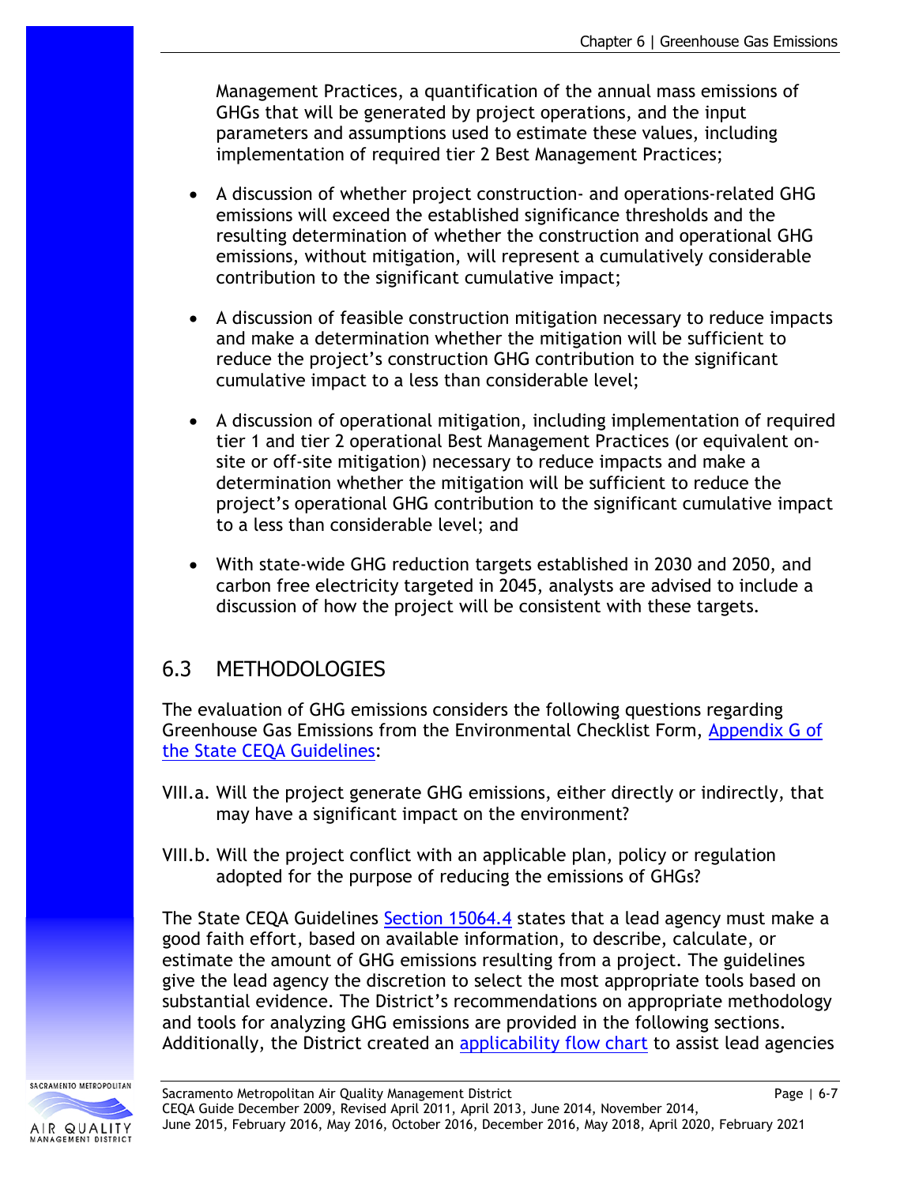Management Practices, a quantification of the annual mass emissions of GHGs that will be generated by project operations, and the input parameters and assumptions used to estimate these values, including implementation of required tier 2 Best Management Practices;

- A discussion of whether project construction- and operations-related GHG emissions will exceed the established significance thresholds and the resulting determination of whether the construction and operational GHG emissions, without mitigation, will represent a cumulatively considerable contribution to the significant cumulative impact;

- A discussion of feasible construction mitigation necessary to reduce impacts and make a determination whether the mitigation will be sufficient to reduce the project's construction GHG contribution to the significant cumulative impact to a less than considerable level;

- A discussion of operational mitigation, including implementation of required tier 1 and tier 2 operational Best Management Practices (or equivalent on-site or off-site mitigation) necessary to reduce impacts and make a determination whether the mitigation will be sufficient to reduce the project's operational GHG contribution to the significant cumulative impact to a less than considerable level; and

- With state-wide GHG reduction targets established in 2030 and 2050, and carbon free electricity targeted in 2045, analysts are advised to include a discussion of how the project will be consistent with these targets.

## 6.3 METHODOLOGIES

The evaluation of GHG emissions considers the following questions regarding Greenhouse Gas Emissions from the Environmental Checklist Form, Appendix G of the State CEQA Guidelines:

VIII.a. Will the project generate GHG emissions, either directly or indirectly, that may have a significant impact on the environment?

VIII.b. Will the project conflict with an applicable plan, policy or regulation adopted for the purpose of reducing the emissions of GHGs?

The State CEQA Guidelines Section 15064.4 states that a lead agency must make a good faith effort, based on available information, to describe, calculate, or estimate the amount of GHG emissions resulting from a project. The guidelines give the lead agency the discretion to select the most appropriate tools based on substantial evidence. The District's recommendations on appropriate methodology and tools for analyzing GHG emissions are provided in the following sections. Additionally, the District created an applicability flow chart to assist lead agencies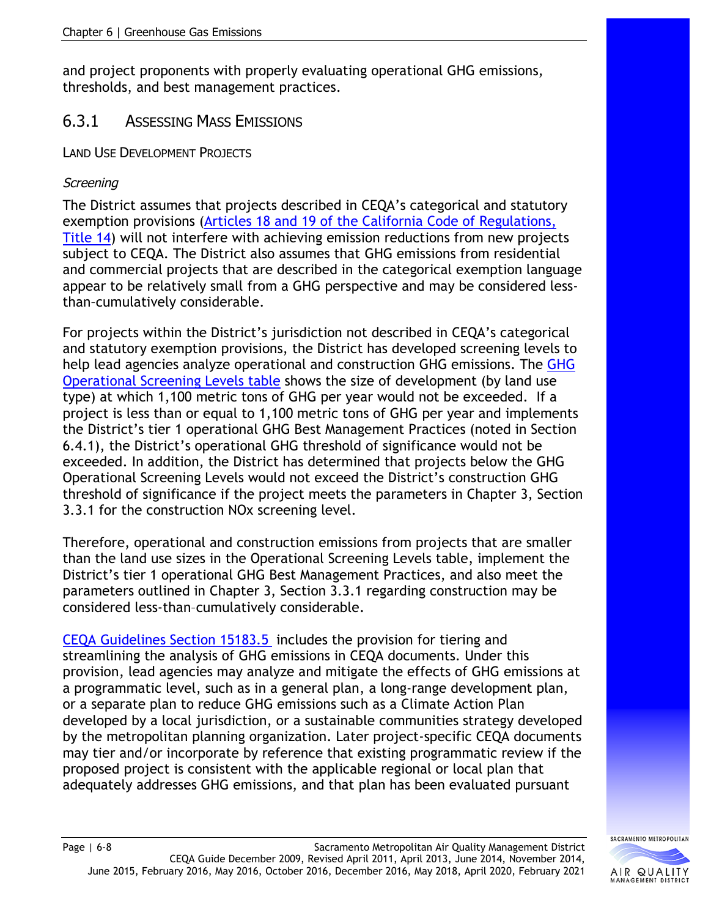and project proponents with properly evaluating operational GHG emissions, thresholds, and best management practices.

## 6.3.1 Assessing Mass Emissions

### Land Use Development Projects

*Screening*

The District assumes that projects described in CEQA's categorical and statutory exemption provisions (Articles 18 and 19 of the California Code of Regulations, Title 14) will not interfere with achieving emission reductions from new projects subject to CEQA. The District also assumes that GHG emissions from residential and commercial projects that are described in the categorical exemption language appear to be relatively small from a GHG perspective and may be considered less-than-cumulatively considerable.

For projects within the District's jurisdiction not described in CEQA's categorical and statutory exemption provisions, the District has developed screening levels to help lead agencies analyze operational and construction GHG emissions. The GHG Operational Screening Levels table shows the size of development (by land use type) at which 1,100 metric tons of GHG per year would not be exceeded. If a project is less than or equal to 1,100 metric tons of GHG per year and implements the District's tier 1 operational GHG Best Management Practices (noted in Section 6.4.1), the District's operational GHG threshold of significance would not be exceeded. In addition, the District has determined that projects below the GHG Operational Screening Levels would not exceed the District's construction GHG threshold of significance if the project meets the parameters in Chapter 3, Section 3.3.1 for the construction NOx screening level.

Therefore, operational and construction emissions from projects that are smaller than the land use sizes in the Operational Screening Levels table, implement the District's tier 1 operational GHG Best Management Practices, and also meet the parameters outlined in Chapter 3, Section 3.3.1 regarding construction may be considered less-than-cumulatively considerable.

CEQA Guidelines Section 15183.5 includes the provision for tiering and streamlining the analysis of GHG emissions in CEQA documents. Under this provision, lead agencies may analyze and mitigate the effects of GHG emissions at a programmatic level, such as in a general plan, a long-range development plan, or a separate plan to reduce GHG emissions such as a Climate Action Plan developed by a local jurisdiction, or a sustainable communities strategy developed by the metropolitan planning organization. Later project-specific CEQA documents may tier and/or incorporate by reference that existing programmatic review if the proposed project is consistent with the applicable regional or local plan that adequately addresses GHG emissions, and that plan has been evaluated pursuant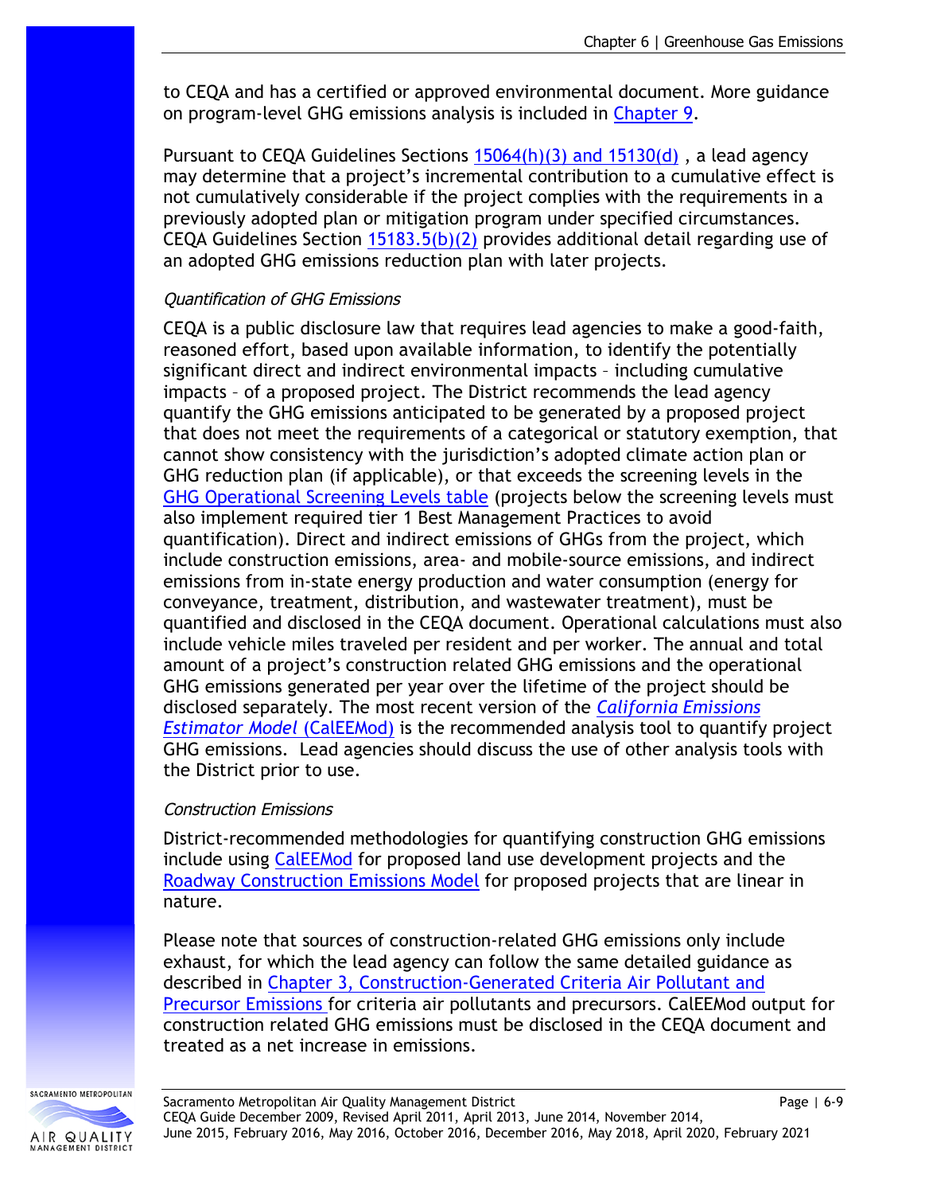to CEQA and has a certified or approved environmental document. More guidance on program-level GHG emissions analysis is included in Chapter 9.

Pursuant to CEQA Guidelines Sections 15064(h)(3) and 15130(d) , a lead agency may determine that a project's incremental contribution to a cumulative effect is not cumulatively considerable if the project complies with the requirements in a previously adopted plan or mitigation program under specified circumstances. CEQA Guidelines Section 15183.5(b)(2) provides additional detail regarding use of an adopted GHG emissions reduction plan with later projects.

*Quantification of GHG Emissions*

CEQA is a public disclosure law that requires lead agencies to make a good-faith, reasoned effort, based upon available information, to identify the potentially significant direct and indirect environmental impacts – including cumulative impacts – of a proposed project. The District recommends the lead agency quantify the GHG emissions anticipated to be generated by a proposed project that does not meet the requirements of a categorical or statutory exemption, that cannot show consistency with the jurisdiction's adopted climate action plan or GHG reduction plan (if applicable), or that exceeds the screening levels in the GHG Operational Screening Levels table (projects below the screening levels must also implement required tier 1 Best Management Practices to avoid quantification). Direct and indirect emissions of GHGs from the project, which include construction emissions, area- and mobile-source emissions, and indirect emissions from in-state energy production and water consumption (energy for conveyance, treatment, distribution, and wastewater treatment), must be quantified and disclosed in the CEQA document. Operational calculations must also include vehicle miles traveled per resident and per worker. The annual and total amount of a project's construction related GHG emissions and the operational GHG emissions generated per year over the lifetime of the project should be disclosed separately. The most recent version of the *California Emissions Estimator Model* (CalEEMod) is the recommended analysis tool to quantify project GHG emissions. Lead agencies should discuss the use of other analysis tools with the District prior to use.

*Construction Emissions*

District-recommended methodologies for quantifying construction GHG emissions include using CalEEMod for proposed land use development projects and the Roadway Construction Emissions Model for proposed projects that are linear in nature.

Please note that sources of construction-related GHG emissions only include exhaust, for which the lead agency can follow the same detailed guidance as described in Chapter 3, Construction-Generated Criteria Air Pollutant and Precursor Emissions for criteria air pollutants and precursors. CalEEMod output for construction related GHG emissions must be disclosed in the CEQA document and treated as a net increase in emissions.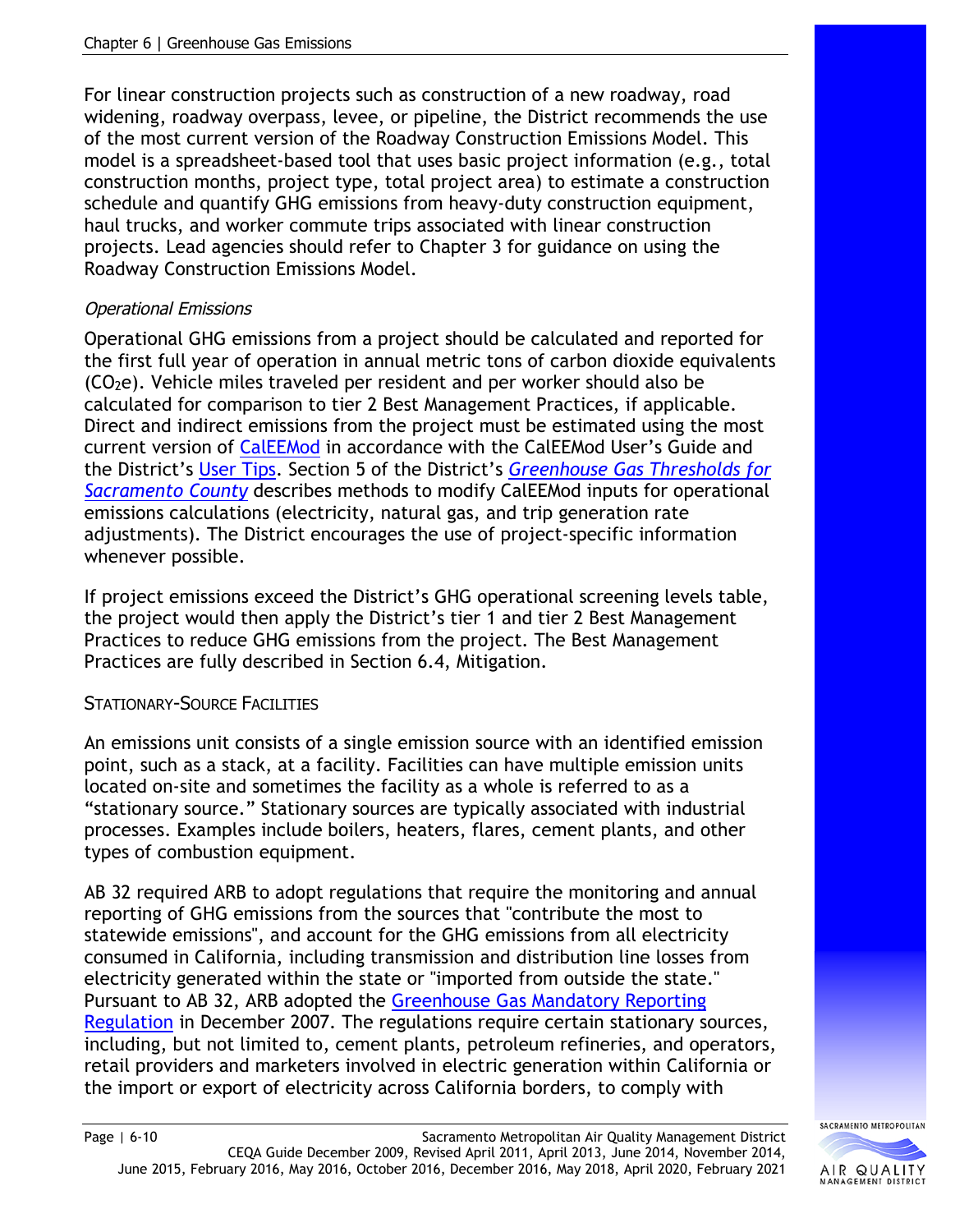For linear construction projects such as construction of a new roadway, road widening, roadway overpass, levee, or pipeline, the District recommends the use of the most current version of the Roadway Construction Emissions Model. This model is a spreadsheet-based tool that uses basic project information (e.g., total construction months, project type, total project area) to estimate a construction schedule and quantify GHG emissions from heavy-duty construction equipment, haul trucks, and worker commute trips associated with linear construction projects. Lead agencies should refer to Chapter 3 for guidance on using the Roadway Construction Emissions Model.

*Operational Emissions*

Operational GHG emissions from a project should be calculated and reported for the first full year of operation in annual metric tons of carbon dioxide equivalents ($CO_2e$). Vehicle miles traveled per resident and per worker should also be calculated for comparison to tier 2 Best Management Practices, if applicable. Direct and indirect emissions from the project must be estimated using the most current version of CalEEMod in accordance with the CalEEMod User's Guide and the District's User Tips. Section 5 of the District's *Greenhouse Gas Thresholds for Sacramento County* describes methods to modify CalEEMod inputs for operational emissions calculations (electricity, natural gas, and trip generation rate adjustments). The District encourages the use of project-specific information whenever possible.

If project emissions exceed the District's GHG operational screening levels table, the project would then apply the District's tier 1 and tier 2 Best Management Practices to reduce GHG emissions from the project. The Best Management Practices are fully described in Section 6.4, Mitigation.

STATIONARY-SOURCE FACILITIES

An emissions unit consists of a single emission source with an identified emission point, such as a stack, at a facility. Facilities can have multiple emission units located on-site and sometimes the facility as a whole is referred to as a "stationary source." Stationary sources are typically associated with industrial processes. Examples include boilers, heaters, flares, cement plants, and other types of combustion equipment.

AB 32 required ARB to adopt regulations that require the monitoring and annual reporting of GHG emissions from the sources that "contribute the most to statewide emissions", and account for the GHG emissions from all electricity consumed in California, including transmission and distribution line losses from electricity generated within the state or "imported from outside the state." Pursuant to AB 32, ARB adopted the Greenhouse Gas Mandatory Reporting Regulation in December 2007. The regulations require certain stationary sources, including, but not limited to, cement plants, petroleum refineries, and operators, retail providers and marketers involved in electric generation within California or the import or export of electricity across California borders, to comply with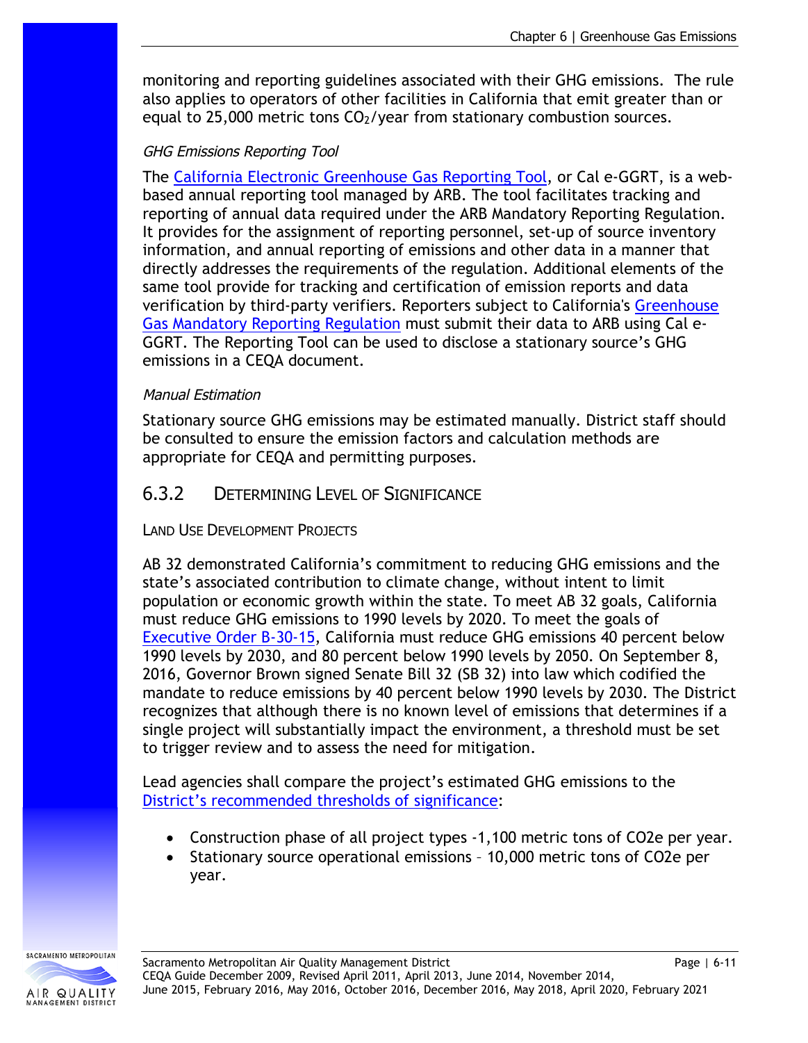monitoring and reporting guidelines associated with their GHG emissions. The rule also applies to operators of other facilities in California that emit greater than or equal to 25,000 metric tons $CO_2$/year from stationary combustion sources.

*GHG Emissions Reporting Tool*

The California Electronic Greenhouse Gas Reporting Tool, or Cal e-GGRT, is a web-based annual reporting tool managed by ARB. The tool facilitates tracking and reporting of annual data required under the ARB Mandatory Reporting Regulation. It provides for the assignment of reporting personnel, set-up of source inventory information, and annual reporting of emissions and other data in a manner that directly addresses the requirements of the regulation. Additional elements of the same tool provide for tracking and certification of emission reports and data verification by third-party verifiers. Reporters subject to California's Greenhouse Gas Mandatory Reporting Regulation must submit their data to ARB using Cal e-GGRT. The Reporting Tool can be used to disclose a stationary source's GHG emissions in a CEQA document.

*Manual Estimation*

Stationary source GHG emissions may be estimated manually. District staff should be consulted to ensure the emission factors and calculation methods are appropriate for CEQA and permitting purposes.

### 6.3.2 Determining Level of Significance

#### Land Use Development Projects

AB 32 demonstrated California's commitment to reducing GHG emissions and the state's associated contribution to climate change, without intent to limit population or economic growth within the state. To meet AB 32 goals, California must reduce GHG emissions to 1990 levels by 2020. To meet the goals of Executive Order B-30-15, California must reduce GHG emissions 40 percent below 1990 levels by 2030, and 80 percent below 1990 levels by 2050. On September 8, 2016, Governor Brown signed Senate Bill 32 (SB 32) into law which codified the mandate to reduce emissions by 40 percent below 1990 levels by 2030. The District recognizes that although there is no known level of emissions that determines if a single project will substantially impact the environment, a threshold must be set to trigger review and to assess the need for mitigation.

Lead agencies shall compare the project's estimated GHG emissions to the District's recommended thresholds of significance:

- Construction phase of all project types -1,100 metric tons of CO2e per year.
- Stationary source operational emissions – 10,000 metric tons of CO2e per year.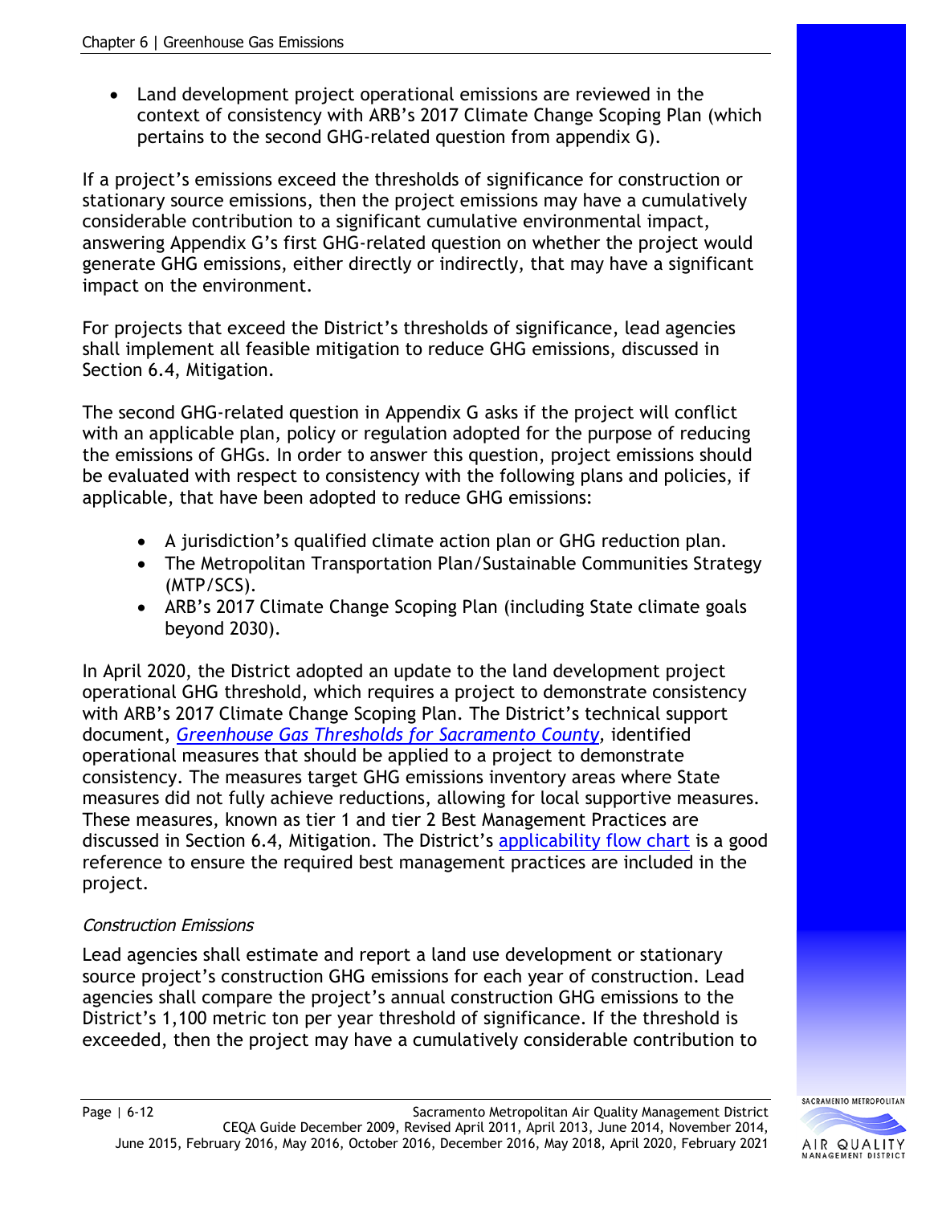- Land development project operational emissions are reviewed in the context of consistency with ARB's 2017 Climate Change Scoping Plan (which pertains to the second GHG-related question from appendix G).

If a project's emissions exceed the thresholds of significance for construction or stationary source emissions, then the project emissions may have a cumulatively considerable contribution to a significant cumulative environmental impact, answering Appendix G's first GHG-related question on whether the project would generate GHG emissions, either directly or indirectly, that may have a significant impact on the environment.

For projects that exceed the District's thresholds of significance, lead agencies shall implement all feasible mitigation to reduce GHG emissions, discussed in Section 6.4, Mitigation.

The second GHG-related question in Appendix G asks if the project will conflict with an applicable plan, policy or regulation adopted for the purpose of reducing the emissions of GHGs. In order to answer this question, project emissions should be evaluated with respect to consistency with the following plans and policies, if applicable, that have been adopted to reduce GHG emissions:

- A jurisdiction's qualified climate action plan or GHG reduction plan.
- The Metropolitan Transportation Plan/Sustainable Communities Strategy (MTP/SCS).
- ARB's 2017 Climate Change Scoping Plan (including State climate goals beyond 2030).

In April 2020, the District adopted an update to the land development project operational GHG threshold, which requires a project to demonstrate consistency with ARB's 2017 Climate Change Scoping Plan. The District's technical support document, *Greenhouse Gas Thresholds for Sacramento County*, identified operational measures that should be applied to a project to demonstrate consistency. The measures target GHG emissions inventory areas where State measures did not fully achieve reductions, allowing for local supportive measures. These measures, known as tier 1 and tier 2 Best Management Practices are discussed in Section 6.4, Mitigation. The District's applicability flow chart is a good reference to ensure the required best management practices are included in the project.

*Construction Emissions*

Lead agencies shall estimate and report a land use development or stationary source project's construction GHG emissions for each year of construction. Lead agencies shall compare the project's annual construction GHG emissions to the District's 1,100 metric ton per year threshold of significance. If the threshold is exceeded, then the project may have a cumulatively considerable contribution to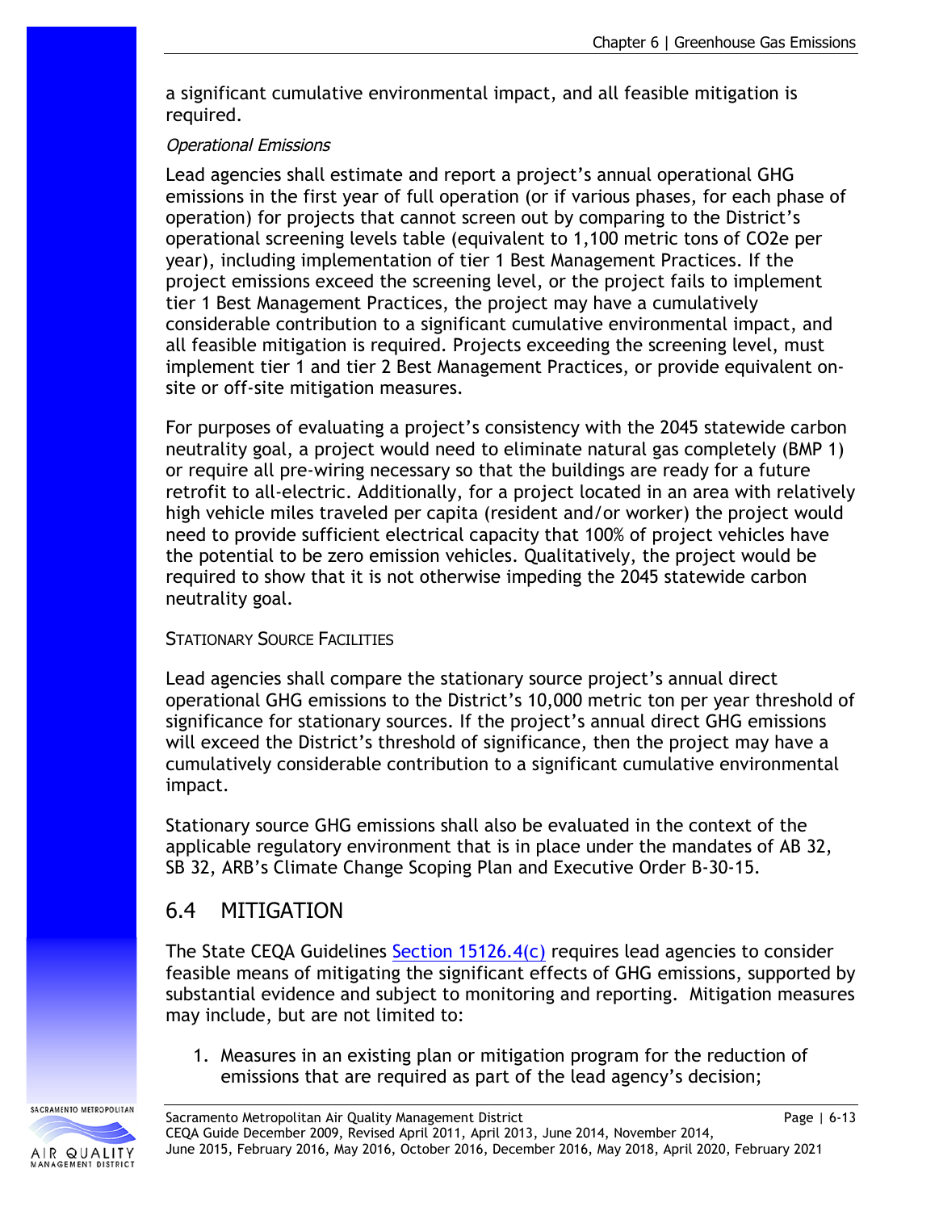a significant cumulative environmental impact, and all feasible mitigation is required.

*Operational Emissions*

Lead agencies shall estimate and report a project's annual operational GHG emissions in the first year of full operation (or if various phases, for each phase of operation) for projects that cannot screen out by comparing to the District's operational screening levels table (equivalent to 1,100 metric tons of CO2e per year), including implementation of tier 1 Best Management Practices. If the project emissions exceed the screening level, or the project fails to implement tier 1 Best Management Practices, the project may have a cumulatively considerable contribution to a significant cumulative environmental impact, and all feasible mitigation is required. Projects exceeding the screening level, must implement tier 1 and tier 2 Best Management Practices, or provide equivalent on-site or off-site mitigation measures.

For purposes of evaluating a project's consistency with the 2045 statewide carbon neutrality goal, a project would need to eliminate natural gas completely (BMP 1) or require all pre-wiring necessary so that the buildings are ready for a future retrofit to all-electric. Additionally, for a project located in an area with relatively high vehicle miles traveled per capita (resident and/or worker) the project would need to provide sufficient electrical capacity that 100% of project vehicles have the potential to be zero emission vehicles. Qualitatively, the project would be required to show that it is not otherwise impeding the 2045 statewide carbon neutrality goal.

STATIONARY SOURCE FACILITIES

Lead agencies shall compare the stationary source project's annual direct operational GHG emissions to the District's 10,000 metric ton per year threshold of significance for stationary sources. If the project's annual direct GHG emissions will exceed the District's threshold of significance, then the project may have a cumulatively considerable contribution to a significant cumulative environmental impact.

Stationary source GHG emissions shall also be evaluated in the context of the applicable regulatory environment that is in place under the mandates of AB 32, SB 32, ARB's Climate Change Scoping Plan and Executive Order B-30-15.

## 6.4 MITIGATION

The State CEQA Guidelines Section 15126.4(c) requires lead agencies to consider feasible means of mitigating the significant effects of GHG emissions, supported by substantial evidence and subject to monitoring and reporting. Mitigation measures may include, but are not limited to:

1. Measures in an existing plan or mitigation program for the reduction of emissions that are required as part of the lead agency's decision;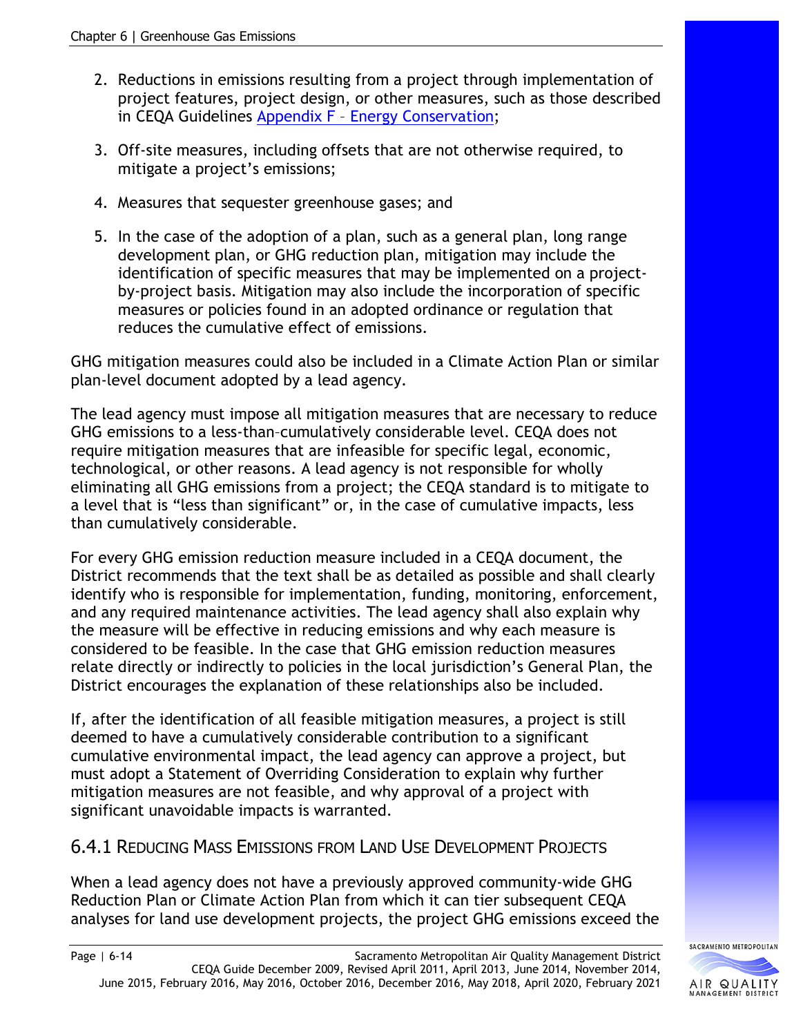2. Reductions in emissions resulting from a project through implementation of project features, project design, or other measures, such as those described in CEQA Guidelines Appendix F – Energy Conservation;

3. Off-site measures, including offsets that are not otherwise required, to mitigate a project's emissions;

4. Measures that sequester greenhouse gases; and

5. In the case of the adoption of a plan, such as a general plan, long range development plan, or GHG reduction plan, mitigation may include the identification of specific measures that may be implemented on a project-by-project basis. Mitigation may also include the incorporation of specific measures or policies found in an adopted ordinance or regulation that reduces the cumulative effect of emissions.

GHG mitigation measures could also be included in a Climate Action Plan or similar plan-level document adopted by a lead agency.

The lead agency must impose all mitigation measures that are necessary to reduce GHG emissions to a less-than–cumulatively considerable level. CEQA does not require mitigation measures that are infeasible for specific legal, economic, technological, or other reasons. A lead agency is not responsible for wholly eliminating all GHG emissions from a project; the CEQA standard is to mitigate to a level that is "less than significant" or, in the case of cumulative impacts, less than cumulatively considerable.

For every GHG emission reduction measure included in a CEQA document, the District recommends that the text shall be as detailed as possible and shall clearly identify who is responsible for implementation, funding, monitoring, enforcement, and any required maintenance activities. The lead agency shall also explain why the measure will be effective in reducing emissions and why each measure is considered to be feasible. In the case that GHG emission reduction measures relate directly or indirectly to policies in the local jurisdiction's General Plan, the District encourages the explanation of these relationships also be included.

If, after the identification of all feasible mitigation measures, a project is still deemed to have a cumulatively considerable contribution to a significant cumulative environmental impact, the lead agency can approve a project, but must adopt a Statement of Overriding Consideration to explain why further mitigation measures are not feasible, and why approval of a project with significant unavoidable impacts is warranted.

### 6.4.1 Reducing Mass Emissions from Land Use Development Projects

When a lead agency does not have a previously approved community-wide GHG Reduction Plan or Climate Action Plan from which it can tier subsequent CEQA analyses for land use development projects, the project GHG emissions exceed the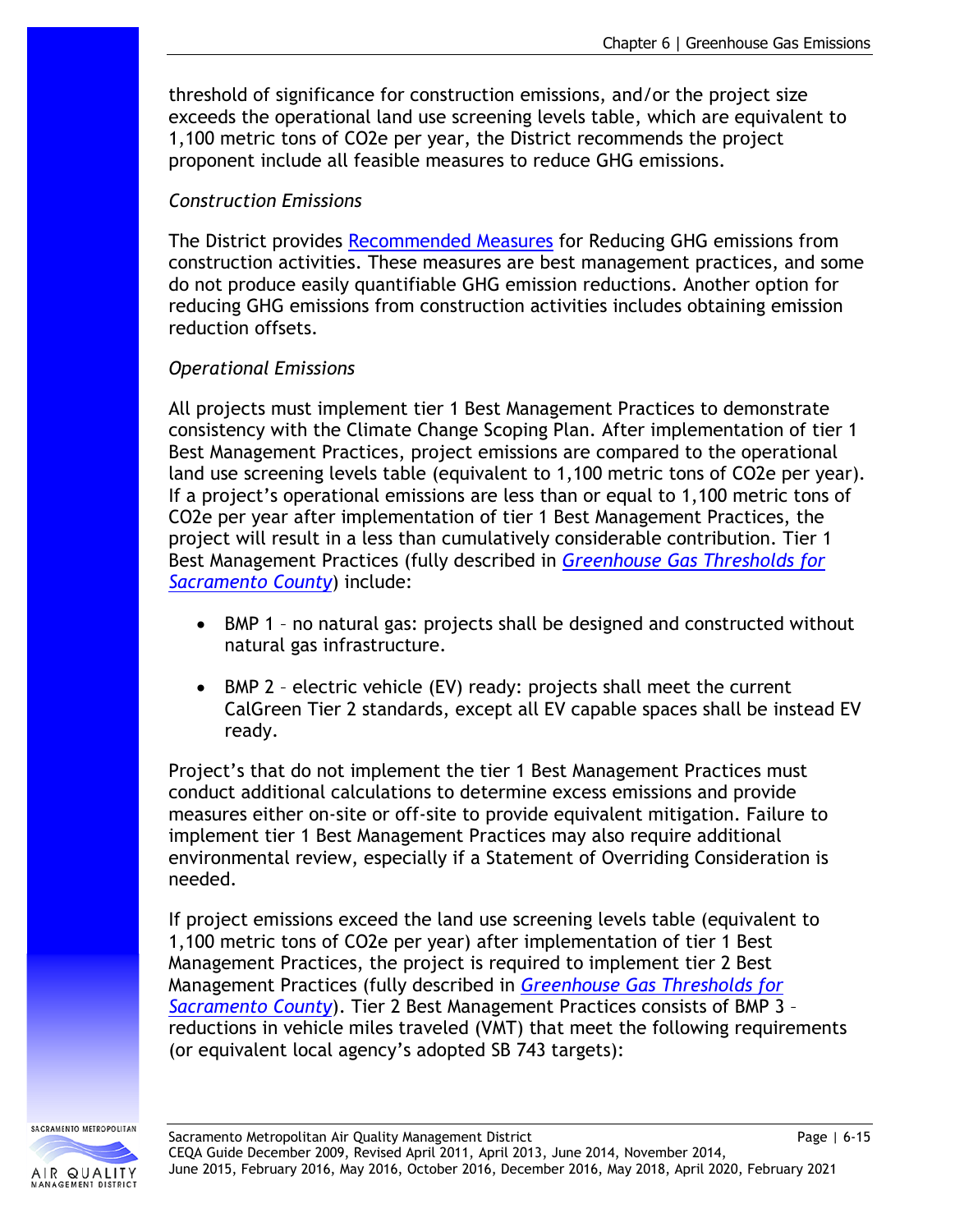threshold of significance for construction emissions, and/or the project size exceeds the operational land use screening levels table, which are equivalent to 1,100 metric tons of CO2e per year, the District recommends the project proponent include all feasible measures to reduce GHG emissions.

*Construction Emissions*

The District provides Recommended Measures for Reducing GHG emissions from construction activities. These measures are best management practices, and some do not produce easily quantifiable GHG emission reductions. Another option for reducing GHG emissions from construction activities includes obtaining emission reduction offsets.

*Operational Emissions*

All projects must implement tier 1 Best Management Practices to demonstrate consistency with the Climate Change Scoping Plan. After implementation of tier 1 Best Management Practices, project emissions are compared to the operational land use screening levels table (equivalent to 1,100 metric tons of CO2e per year). If a project's operational emissions are less than or equal to 1,100 metric tons of CO2e per year after implementation of tier 1 Best Management Practices, the project will result in a less than cumulatively considerable contribution. Tier 1 Best Management Practices (fully described in *Greenhouse Gas Thresholds for Sacramento County*) include:

- BMP 1 – no natural gas: projects shall be designed and constructed without natural gas infrastructure.
- BMP 2 – electric vehicle (EV) ready: projects shall meet the current CalGreen Tier 2 standards, except all EV capable spaces shall be instead EV ready.

Project's that do not implement the tier 1 Best Management Practices must conduct additional calculations to determine excess emissions and provide measures either on-site or off-site to provide equivalent mitigation. Failure to implement tier 1 Best Management Practices may also require additional environmental review, especially if a Statement of Overriding Consideration is needed.

If project emissions exceed the land use screening levels table (equivalent to 1,100 metric tons of CO2e per year) after implementation of tier 1 Best Management Practices, the project is required to implement tier 2 Best Management Practices (fully described in *Greenhouse Gas Thresholds for Sacramento County*). Tier 2 Best Management Practices consists of BMP 3 – reductions in vehicle miles traveled (VMT) that meet the following requirements (or equivalent local agency's adopted SB 743 targets):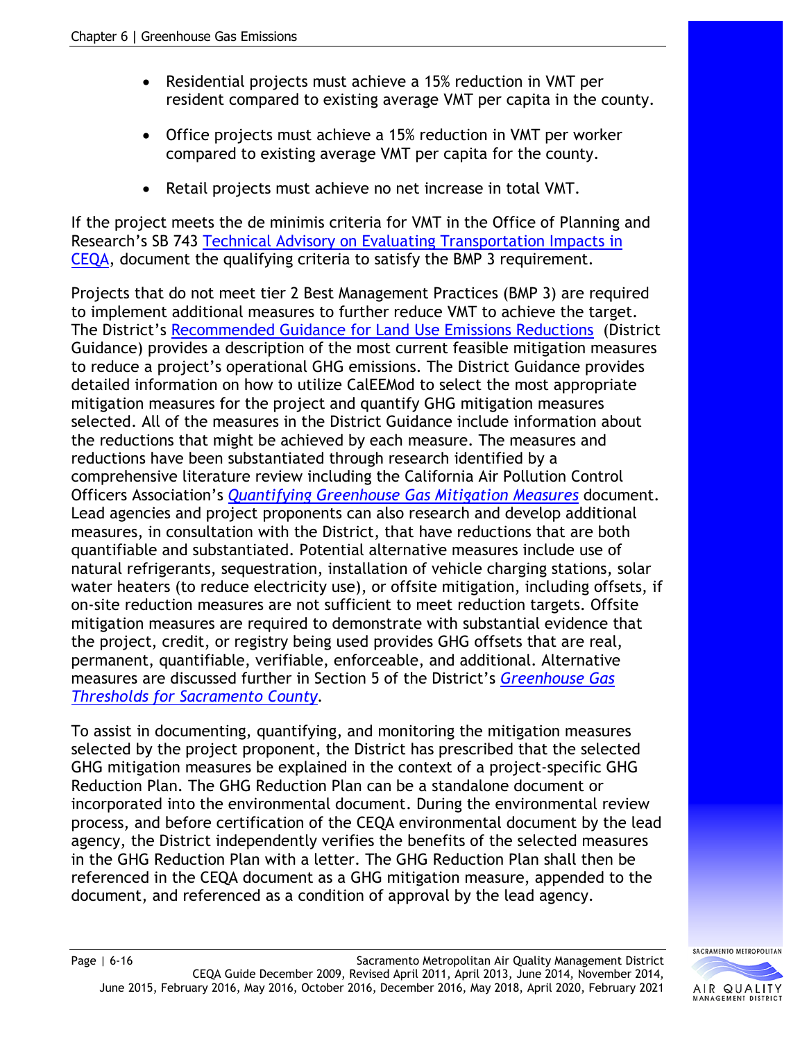- Residential projects must achieve a 15% reduction in VMT per resident compared to existing average VMT per capita in the county.
- Office projects must achieve a 15% reduction in VMT per worker compared to existing average VMT per capita for the county.
- Retail projects must achieve no net increase in total VMT.

If the project meets the de minimis criteria for VMT in the Office of Planning and Research's SB 743 Technical Advisory on Evaluating Transportation Impacts in CEQA, document the qualifying criteria to satisfy the BMP 3 requirement.

Projects that do not meet tier 2 Best Management Practices (BMP 3) are required to implement additional measures to further reduce VMT to achieve the target. The District's Recommended Guidance for Land Use Emissions Reductions (District Guidance) provides a description of the most current feasible mitigation measures to reduce a project's operational GHG emissions. The District Guidance provides detailed information on how to utilize CalEEMod to select the most appropriate mitigation measures for the project and quantify GHG mitigation measures selected. All of the measures in the District Guidance include information about the reductions that might be achieved by each measure. The measures and reductions have been substantiated through research identified by a comprehensive literature review including the California Air Pollution Control Officers Association's *Quantifying Greenhouse Gas Mitigation Measures* document. Lead agencies and project proponents can also research and develop additional measures, in consultation with the District, that have reductions that are both quantifiable and substantiated. Potential alternative measures include use of natural refrigerants, sequestration, installation of vehicle charging stations, solar water heaters (to reduce electricity use), or offsite mitigation, including offsets, if on-site reduction measures are not sufficient to meet reduction targets. Offsite mitigation measures are required to demonstrate with substantial evidence that the project, credit, or registry being used provides GHG offsets that are real, permanent, quantifiable, verifiable, enforceable, and additional. Alternative measures are discussed further in Section 5 of the District's *Greenhouse Gas Thresholds for Sacramento County*.

To assist in documenting, quantifying, and monitoring the mitigation measures selected by the project proponent, the District has prescribed that the selected GHG mitigation measures be explained in the context of a project-specific GHG Reduction Plan. The GHG Reduction Plan can be a standalone document or incorporated into the environmental document. During the environmental review process, and before certification of the CEQA environmental document by the lead agency, the District independently verifies the benefits of the selected measures in the GHG Reduction Plan with a letter. The GHG Reduction Plan shall then be referenced in the CEQA document as a GHG mitigation measure, appended to the document, and referenced as a condition of approval by the lead agency.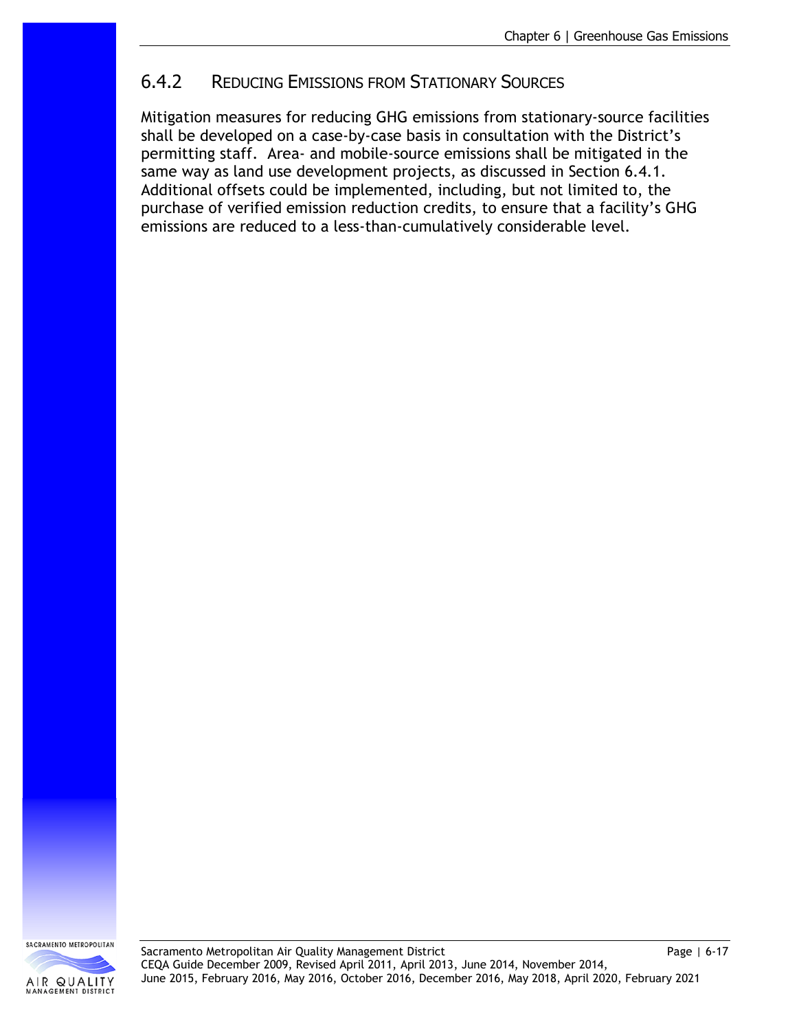### 6.4.2 Reducing Emissions from Stationary Sources

Mitigation measures for reducing GHG emissions from stationary-source facilities shall be developed on a case-by-case basis in consultation with the District's permitting staff. Area- and mobile-source emissions shall be mitigated in the same way as land use development projects, as discussed in Section 6.4.1. Additional offsets could be implemented, including, but not limited to, the purchase of verified emission reduction credits, to ensure that a facility's GHG emissions are reduced to a less-than-cumulatively considerable level.